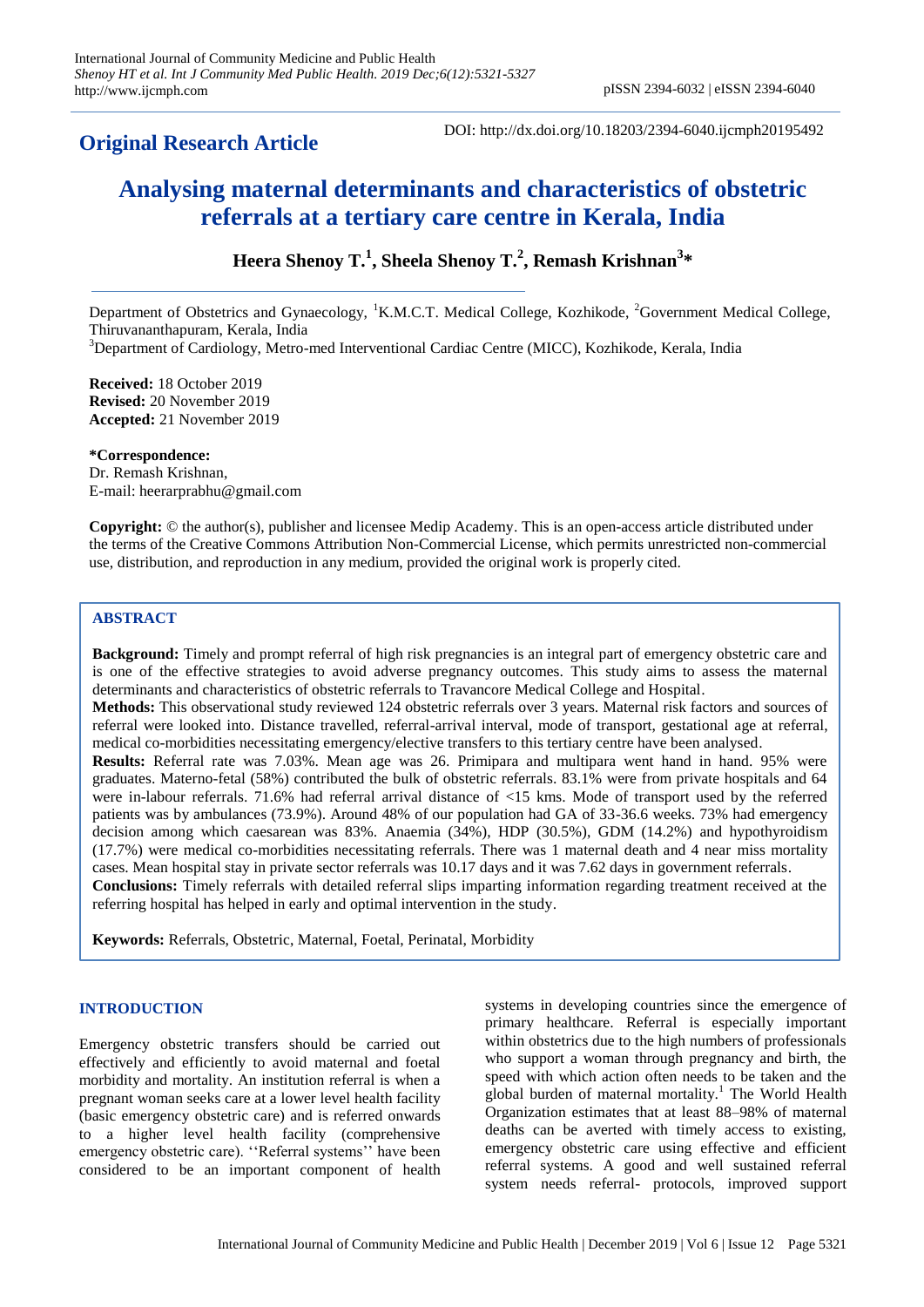**Original Research Article**

DOI: http://dx.doi.org/10.18203/2394-6040.ijcmph20195492

# Analysing maternal determinants and characteristics of obstetric referrals at a tertiary care centre in Kerala, India

**Heera Shenoy T.[1], Sheela Shenoy T.[2], Remash Krishnan[3]***

Department of Obstetrics and Gynaecology, [1]K.M.C.T. Medical College, Kozhikode, [2]Government Medical College, Thiruvananthapuram, Kerala, India

[3]Department of Cardiology, Metro-med Interventional Cardiac Centre (MICC), Kozhikode, Kerala, India

**Received:** 18 October 2019
**Revised:** 20 November 2019
**Accepted:** 21 November 2019

***Correspondence:**
Dr. Remash Krishnan,
E-mail: heerarprabhu@gmail.com

**Copyright:** © the author(s), publisher and licensee Medip Academy. This is an open-access article distributed under the terms of the Creative Commons Attribution Non-Commercial License, which permits unrestricted non-commercial use, distribution, and reproduction in any medium, provided the original work is properly cited.

## ABSTRACT

**Background:** Timely and prompt referral of high risk pregnancies is an integral part of emergency obstetric care and is one of the effective strategies to avoid adverse pregnancy outcomes. This study aims to assess the maternal determinants and characteristics of obstetric referrals to Travancore Medical College and Hospital.

**Methods:** This observational study reviewed 124 obstetric referrals over 3 years. Maternal risk factors and sources of referral were looked into. Distance travelled, referral-arrival interval, mode of transport, gestational age at referral, medical co-morbidities necessitating emergency/elective transfers to this tertiary centre have been analysed.

**Results:** Referral rate was 7.03%. Mean age was 26. Primipara and multipara went hand in hand. 95% were graduates. Materno-fetal (58%) contributed the bulk of obstetric referrals. 83.1% were from private hospitals and 64 were in-labour referrals. 71.6% had referral arrival distance of <15 kms. Mode of transport used by the referred patients was by ambulances (73.9%). Around 48% of our population had GA of 33-36.6 weeks. 73% had emergency decision among which caesarean was 83%. Anaemia (34%), HDP (30.5%), GDM (14.2%) and hypothyroidism (17.7%) were medical co-morbidities necessitating referrals. There was 1 maternal death and 4 near miss mortality cases. Mean hospital stay in private sector referrals was 10.17 days and it was 7.62 days in government referrals.

**Conclusions:** Timely referrals with detailed referral slips imparting information regarding treatment received at the referring hospital has helped in early and optimal intervention in the study.

**Keywords:** Referrals, Obstetric, Maternal, Foetal, Perinatal, Morbidity

## INTRODUCTION

Emergency obstetric transfers should be carried out effectively and efficiently to avoid maternal and foetal morbidity and mortality. An institution referral is when a pregnant woman seeks care at a lower level health facility (basic emergency obstetric care) and is referred onwards to a higher level health facility (comprehensive emergency obstetric care). ''Referral systems'' have been considered to be an important component of health systems in developing countries since the emergence of primary healthcare. Referral is especially important within obstetrics due to the high numbers of professionals who support a woman through pregnancy and birth, the speed with which action often needs to be taken and the global burden of maternal mortality.[1] The World Health Organization estimates that at least 88–98% of maternal deaths can be averted with timely access to existing, emergency obstetric care using effective and efficient referral systems. A good and well sustained referral system needs referral- protocols, improved support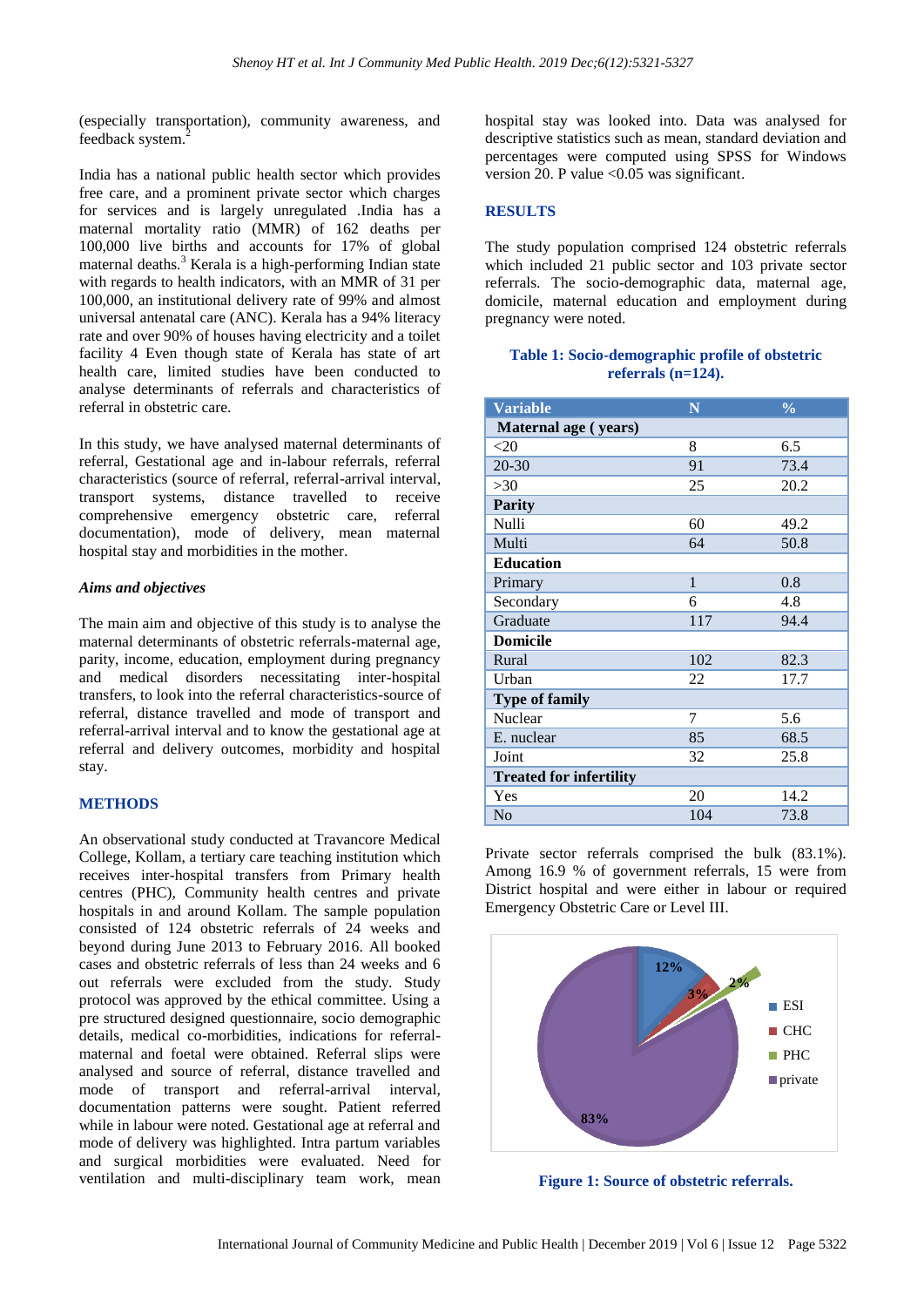(especially transportation), community awareness, and feedback system.[2]

India has a national public health sector which provides free care, and a prominent private sector which charges for services and is largely unregulated .India has a maternal mortality ratio (MMR) of 162 deaths per 100,000 live births and accounts for 17% of global maternal deaths.[3] Kerala is a high-performing Indian state with regards to health indicators, with an MMR of 31 per 100,000, an institutional delivery rate of 99% and almost universal antenatal care (ANC). Kerala has a 94% literacy rate and over 90% of houses having electricity and a toilet facility 4 Even though state of Kerala has state of art health care, limited studies have been conducted to analyse determinants of referrals and characteristics of referral in obstetric care.

In this study, we have analysed maternal determinants of referral, Gestational age and in-labour referrals, referral characteristics (source of referral, referral-arrival interval, transport systems, distance travelled to receive comprehensive emergency obstetric care, referral documentation), mode of delivery, mean maternal hospital stay and morbidities in the mother.

### *Aims and objectives*

The main aim and objective of this study is to analyse the maternal determinants of obstetric referrals-maternal age, parity, income, education, employment during pregnancy and medical disorders necessitating inter-hospital transfers, to look into the referral characteristics-source of referral, distance travelled and mode of transport and referral-arrival interval and to know the gestational age at referral and delivery outcomes, morbidity and hospital stay.

## METHODS

An observational study conducted at Travancore Medical College, Kollam, a tertiary care teaching institution which receives inter-hospital transfers from Primary health centres (PHC), Community health centres and private hospitals in and around Kollam. The sample population consisted of 124 obstetric referrals of 24 weeks and beyond during June 2013 to February 2016. All booked cases and obstetric referrals of less than 24 weeks and 6 out referrals were excluded from the study. Study protocol was approved by the ethical committee. Using a pre structured designed questionnaire, socio demographic details, medical co-morbidities, indications for referral-maternal and foetal were obtained. Referral slips were analysed and source of referral, distance travelled and mode of transport and referral-arrival interval, documentation patterns were sought. Patient referred while in labour were noted. Gestational age at referral and mode of delivery was highlighted. Intra partum variables and surgical morbidities were evaluated. Need for ventilation and multi-disciplinary team work, mean hospital stay was looked into. Data was analysed for descriptive statistics such as mean, standard deviation and percentages were computed using SPSS for Windows version 20. P value <0.05 was significant.

## RESULTS

The study population comprised 124 obstetric referrals which included 21 public sector and 103 private sector referrals. The socio-demographic data, maternal age, domicile, maternal education and employment during pregnancy were noted.

**Table 1: Socio-demographic profile of obstetric referrals (n=124).**

| Variable | N | % |
|---|---|---|
| **Maternal age ( years)** | | |
| <20 | 8 | 6.5 |
| 20-30 | 91 | 73.4 |
| >30 | 25 | 20.2 |
| **Parity** | | |
| Nulli | 60 | 49.2 |
| Multi | 64 | 50.8 |
| **Education** | | |
| Primary | 1 | 0.8 |
| Secondary | 6 | 4.8 |
| Graduate | 117 | 94.4 |
| **Domicile** | | |
| Rural | 102 | 82.3 |
| Urban | 22 | 17.7 |
| **Type of family** | | |
| Nuclear | 7 | 5.6 |
| E. nuclear | 85 | 68.5 |
| Joint | 32 | 25.8 |
| **Treated for infertility** | | |
| Yes | 20 | 14.2 |
| No | 104 | 73.8 |

Private sector referrals comprised the bulk (83.1%). Among 16.9 % of government referrals, 15 were from District hospital and were either in labour or required Emergency Obstetric Care or Level III.

**Figure 1: Source of obstetric referrals.**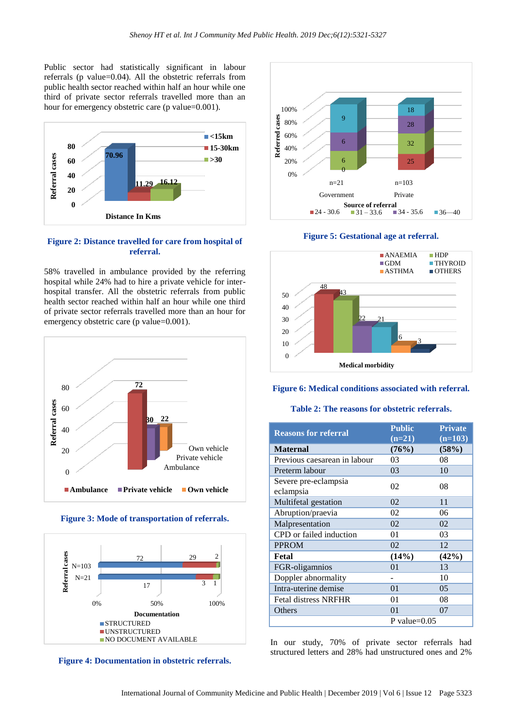Public sector had statistically significant in labour referrals (p value=0.04). All the obstetric referrals from public health sector reached within half an hour while one third of private sector referrals travelled more than an hour for emergency obstetric care (p value=0.001).

**Figure 2: Distance travelled for care from hospital of referral.**

58% travelled in ambulance provided by the referring hospital while 24% had to hire a private vehicle for inter-hospital transfer. All the obstetric referrals from public health sector reached within half an hour while one third of private sector referrals travelled more than an hour for emergency obstetric care (p value=0.001).

**Figure 3: Mode of transportation of referrals.**

**Figure 4: Documentation in obstetric referrals.**

**Figure 5: Gestational age at referral.**

**Figure 6: Medical conditions associated with referral.**

**Table 2: The reasons for obstetric referrals.**

| Reasons for referral | Public (n=21) | Private (n=103) |
|---|---|---|
| **Maternal** | **(76%)** | **(58%)** |
| Previous caesarean in labour | 03 | 08 |
| Preterm labour | 03 | 10 |
| Severe pre-eclampsia eclampsia | 02 | 08 |
| Multifetal gestation | 02 | 11 |
| Abruption/praevia | 02 | 06 |
| Malpresentation | 02 | 02 |
| CPD or failed induction | 01 | 03 |
| PPROM | 02 | 12 |
| **Fetal** | **(14%)** | **(42%)** |
| FGR-oligamnios | 01 | 13 |
| Doppler abnormality | - | 10 |
| Intra-uterine demise | 01 | 05 |
| Fetal distress NRFHR | 01 | 08 |
| Others | 01 | 07 |
| | P value=0.05 | |

In our study, 70% of private sector referrals had structured letters and 28% had unstructured ones and 2%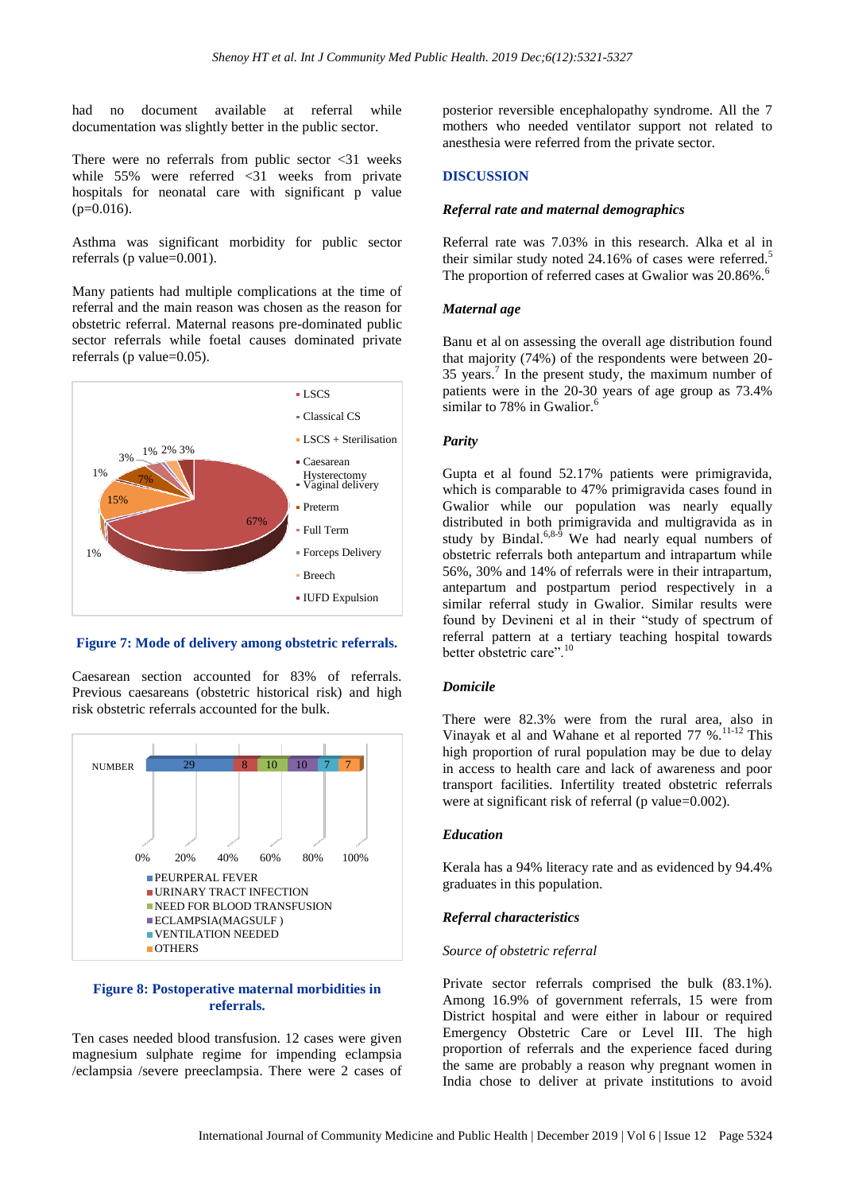had no document available at referral while documentation was slightly better in the public sector.

There were no referrals from public sector <31 weeks while 55% were referred <31 weeks from private hospitals for neonatal care with significant p value (p=0.016).

Asthma was significant morbidity for public sector referrals (p value=0.001).

Many patients had multiple complications at the time of referral and the main reason was chosen as the reason for obstetric referral. Maternal reasons pre-dominated public sector referrals while foetal causes dominated private referrals (p value=0.05).

**Figure 7: Mode of delivery among obstetric referrals.**

Caesarean section accounted for 83% of referrals. Previous caesareans (obstetric historical risk) and high risk obstetric referrals accounted for the bulk.

**Figure 8: Postoperative maternal morbidities in referrals.**

Ten cases needed blood transfusion. 12 cases were given magnesium sulphate regime for impending eclampsia /eclampsia /severe preeclampsia. There were 2 cases of posterior reversible encephalopathy syndrome. All the 7 mothers who needed ventilator support not related to anesthesia were referred from the private sector.

## DISCUSSION

### *Referral rate and maternal demographics*

Referral rate was 7.03% in this research. Alka et al in their similar study noted 24.16% of cases were referred.[5] The proportion of referred cases at Gwalior was 20.86%.[6]

### *Maternal age*

Banu et al on assessing the overall age distribution found that majority (74%) of the respondents were between 20-35 years.[7] In the present study, the maximum number of patients were in the 20-30 years of age group as 73.4% similar to 78% in Gwalior.[6]

### *Parity*

Gupta et al found 52.17% patients were primigravida, which is comparable to 47% primigravida cases found in Gwalior while our population was nearly equally distributed in both primigravida and multigravida as in study by Bindal.[6,8-9] We had nearly equal numbers of obstetric referrals both antepartum and intrapartum while 56%, 30% and 14% of referrals were in their intrapartum, antepartum and postpartum period respectively in a similar referral study in Gwalior. Similar results were found by Devineni et al in their "study of spectrum of referral pattern at a tertiary teaching hospital towards better obstetric care".[10]

### *Domicile*

There were 82.3% were from the rural area, also in Vinayak et al and Wahane et al reported 77 %.[11-12] This high proportion of rural population may be due to delay in access to health care and lack of awareness and poor transport facilities. Infertility treated obstetric referrals were at significant risk of referral (p value=0.002).

### *Education*

Kerala has a 94% literacy rate and as evidenced by 94.4% graduates in this population.

### *Referral characteristics*

*Source of obstetric referral*

Private sector referrals comprised the bulk (83.1%). Among 16.9% of government referrals, 15 were from District hospital and were either in labour or required Emergency Obstetric Care or Level III. The high proportion of referrals and the experience faced during the same are probably a reason why pregnant women in India chose to deliver at private institutions to avoid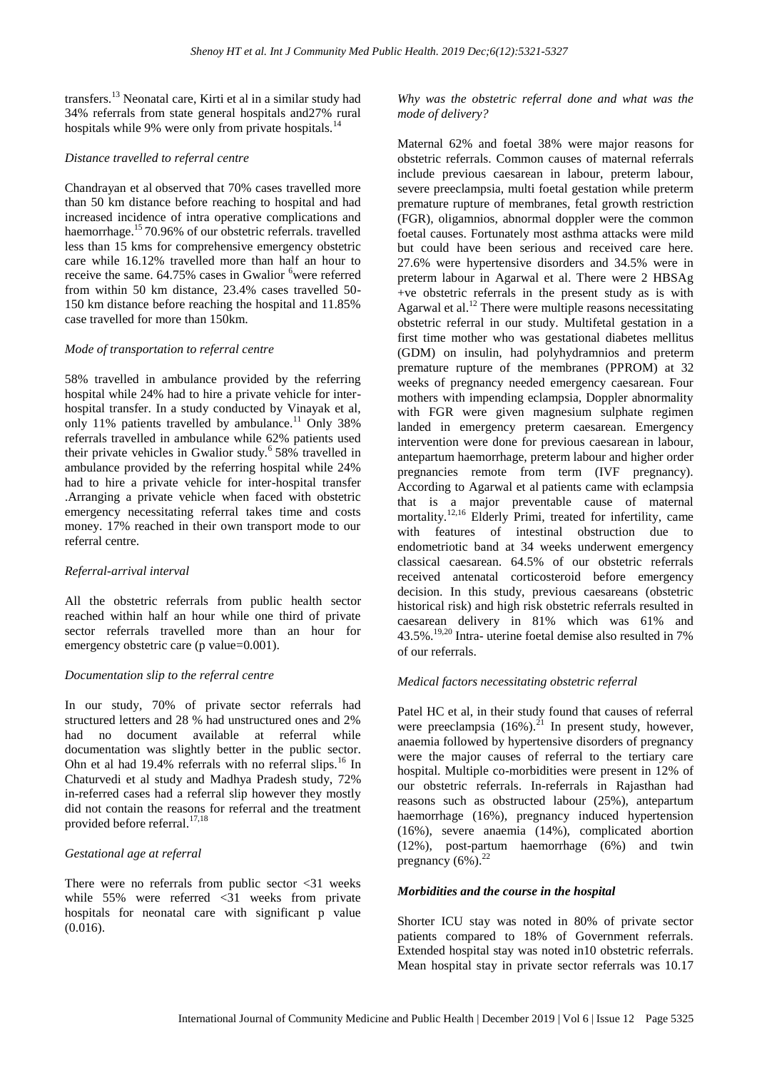transfers.[13] Neonatal care, Kirti et al in a similar study had 34% referrals from state general hospitals and27% rural hospitals while 9% were only from private hospitals.[14]

*Distance travelled to referral centre*

Chandrayan et al observed that 70% cases travelled more than 50 km distance before reaching to hospital and had increased incidence of intra operative complications and haemorrhage.[15] 70.96% of our obstetric referrals. travelled less than 15 kms for comprehensive emergency obstetric care while 16.12% travelled more than half an hour to receive the same. 64.75% cases in Gwalior [6]were referred from within 50 km distance, 23.4% cases travelled 50-150 km distance before reaching the hospital and 11.85% case travelled for more than 150km.

*Mode of transportation to referral centre*

58% travelled in ambulance provided by the referring hospital while 24% had to hire a private vehicle for inter-hospital transfer. In a study conducted by Vinayak et al, only 11% patients travelled by ambulance.[11] Only 38% referrals travelled in ambulance while 62% patients used their private vehicles in Gwalior study.[6] 58% travelled in ambulance provided by the referring hospital while 24% had to hire a private vehicle for inter-hospital transfer .Arranging a private vehicle when faced with obstetric emergency necessitating referral takes time and costs money. 17% reached in their own transport mode to our referral centre.

*Referral-arrival interval*

All the obstetric referrals from public health sector reached within half an hour while one third of private sector referrals travelled more than an hour for emergency obstetric care (p value=0.001).

*Documentation slip to the referral centre*

In our study, 70% of private sector referrals had structured letters and 28 % had unstructured ones and 2% had no document available at referral while documentation was slightly better in the public sector. Ohn et al had 19.4% referrals with no referral slips.[16] In Chaturvedi et al study and Madhya Pradesh study, 72% in-referred cases had a referral slip however they mostly did not contain the reasons for referral and the treatment provided before referral.[17,18]

*Gestational age at referral*

There were no referrals from public sector <31 weeks while 55% were referred <31 weeks from private hospitals for neonatal care with significant p value (0.016).

*Why was the obstetric referral done and what was the mode of delivery?*

Maternal 62% and foetal 38% were major reasons for obstetric referrals. Common causes of maternal referrals include previous caesarean in labour, preterm labour, severe preeclampsia, multi foetal gestation while preterm premature rupture of membranes, fetal growth restriction (FGR), oligamnios, abnormal doppler were the common foetal causes. Fortunately most asthma attacks were mild but could have been serious and received care here. 27.6% were hypertensive disorders and 34.5% were in preterm labour in Agarwal et al. There were 2 HBSAg +ve obstetric referrals in the present study as is with Agarwal et al.[12] There were multiple reasons necessitating obstetric referral in our study. Multifetal gestation in a first time mother who was gestational diabetes mellitus (GDM) on insulin, had polyhydramnios and preterm premature rupture of the membranes (PPROM) at 32 weeks of pregnancy needed emergency caesarean. Four mothers with impending eclampsia, Doppler abnormality with FGR were given magnesium sulphate regimen landed in emergency preterm caesarean. Emergency intervention were done for previous caesarean in labour, antepartum haemorrhage, preterm labour and higher order pregnancies remote from term (IVF pregnancy). According to Agarwal et al patients came with eclampsia that is a major preventable cause of maternal mortality.[12,16] Elderly Primi, treated for infertility, came with features of intestinal obstruction due to endometriotic band at 34 weeks underwent emergency classical caesarean. 64.5% of our obstetric referrals received antenatal corticosteroid before emergency decision. In this study, previous caesareans (obstetric historical risk) and high risk obstetric referrals resulted in caesarean delivery in 81% which was 61% and 43.5%.[19,20] Intra- uterine foetal demise also resulted in 7% of our referrals.

*Medical factors necessitating obstetric referral*

Patel HC et al, in their study found that causes of referral were preeclampsia (16%).[21] In present study, however, anaemia followed by hypertensive disorders of pregnancy were the major causes of referral to the tertiary care hospital. Multiple co-morbidities were present in 12% of our obstetric referrals. In-referrals in Rajasthan had reasons such as obstructed labour (25%), antepartum haemorrhage (16%), pregnancy induced hypertension (16%), severe anaemia (14%), complicated abortion (12%), post-partum haemorrhage (6%) and twin pregnancy (6%).[22]

***Morbidities and the course in the hospital***

Shorter ICU stay was noted in 80% of private sector patients compared to 18% of Government referrals. Extended hospital stay was noted in10 obstetric referrals. Mean hospital stay in private sector referrals was 10.17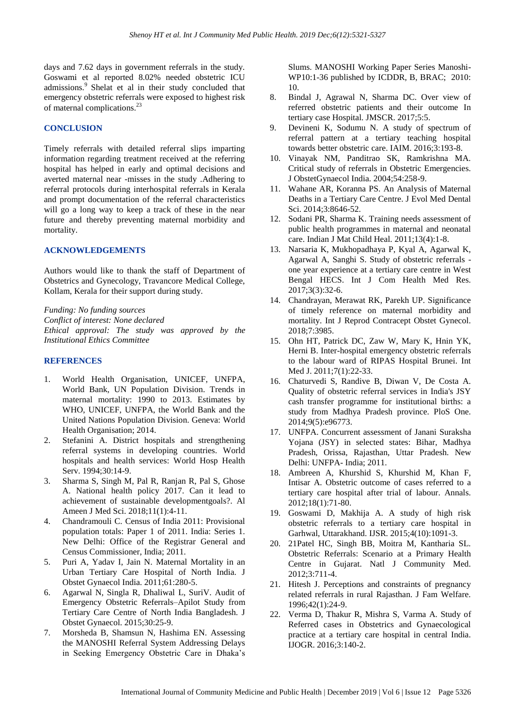days and 7.62 days in government referrals in the study. Goswami et al reported 8.02% needed obstetric ICU admissions.[9] Shelat et al in their study concluded that emergency obstetric referrals were exposed to highest risk of maternal complications.[23]

## CONCLUSION

Timely referrals with detailed referral slips imparting information regarding treatment received at the referring hospital has helped in early and optimal decisions and averted maternal near -misses in the study .Adhering to referral protocols during interhospital referrals in Kerala and prompt documentation of the referral characteristics will go a long way to keep a track of these in the near future and thereby preventing maternal morbidity and mortality.

## ACKNOWLEDGEMENTS

Authors would like to thank the staff of Department of Obstetrics and Gynecology, Travancore Medical College, Kollam, Kerala for their support during study.

*Funding: No funding sources*
*Conflict of interest: None declared*
*Ethical approval: The study was approved by the Institutional Ethics Committee*

## REFERENCES

1. World Health Organisation, UNICEF, UNFPA, World Bank, UN Population Division. Trends in maternal mortality: 1990 to 2013. Estimates by WHO, UNICEF, UNFPA, the World Bank and the United Nations Population Division. Geneva: World Health Organisation; 2014.
2. Stefanini A. District hospitals and strengthening referral systems in developing countries. World hospitals and health services: World Hosp Health Serv. 1994;30:14-9.
3. Sharma S, Singh M, Pal R, Ranjan R, Pal S, Ghose A. National health policy 2017. Can it lead to achievement of sustainable developmentgoals?. Al Ameen J Med Sci. 2018;11(1):4-11.
4. Chandramouli C. Census of India 2011: Provisional population totals: Paper 1 of 2011. India: Series 1. New Delhi: Office of the Registrar General and Census Commissioner, India; 2011.
5. Puri A, Yadav I, Jain N. Maternal Mortality in an Urban Tertiary Care Hospital of North India. J Obstet Gynaecol India. 2011;61:280-5.
6. Agarwal N, Singla R, Dhaliwal L, SuriV. Audit of Emergency Obstetric Referrals–Apilot Study from Tertiary Care Centre of North India Bangladesh. J Obstet Gynaecol. 2015;30:25-9.
7. Morsheda B, Shamsun N, Hashima EN. Assessing the MANOSHI Referral System Addressing Delays in Seeking Emergency Obstetric Care in Dhaka's Slums. MANOSHI Working Paper Series Manoshi-WP10:1-36 published by ICDDR, B, BRAC; 2010: 10.
8. Bindal J, Agrawal N, Sharma DC. Over view of referred obstetric patients and their outcome In tertiary case Hospital. JMSCR. 2017;5:5.
9. Devineni K, Sodumu N. A study of spectrum of referral pattern at a tertiary teaching hospital towards better obstetric care. IAIM. 2016;3:193-8.
10. Vinayak NM, Panditrao SK, Ramkrishna MA. Critical study of referrals in Obstetric Emergencies. J ObstetGynaecol India. 2004;54:258-9.
11. Wahane AR, Koranna PS. An Analysis of Maternal Deaths in a Tertiary Care Centre. J Evol Med Dental Sci. 2014;3:8646-52.
12. Sodani PR, Sharma K. Training needs assessment of public health programmes in maternal and neonatal care. Indian J Mat Child Heal. 2011;13(4):1-8.
13. Narsaria K, Mukhopadhaya P, Kyal A, Agarwal K, Agarwal A, Sanghi S. Study of obstetric referrals - one year experience at a tertiary care centre in West Bengal HECS. Int J Com Health Med Res. 2017;3(3):32-6.
14. Chandrayan, Merawat RK, Parekh UP. Significance of timely reference on maternal morbidity and mortality. Int J Reprod Contracept Obstet Gynecol. 2018;7:3985.
15. Ohn HT, Patrick DC, Zaw W, Mary K, Hnin YK, Herni B. Inter-hospital emergency obstetric referrals to the labour ward of RIPAS Hospital Brunei. Int Med J. 2011;7(1):22-33.
16. Chaturvedi S, Randive B, Diwan V, De Costa A. Quality of obstetric referral services in India's JSY cash transfer programme for institutional births: a study from Madhya Pradesh province. PloS One. 2014;9(5):e96773.
17. UNFPA. Concurrent assessment of Janani Suraksha Yojana (JSY) in selected states: Bihar, Madhya Pradesh, Orissa, Rajasthan, Uttar Pradesh. New Delhi: UNFPA- India; 2011.
18. Ambreen A, Khurshid S, Khurshid M, Khan F, Intisar A. Obstetric outcome of cases referred to a tertiary care hospital after trial of labour. Annals. 2012;18(1):71-80.
19. Goswami D, Makhija A. A study of high risk obstetric referrals to a tertiary care hospital in Garhwal, Uttarakhand. IJSR. 2015;4(10):1091-3.
20. 21Patel HC, Singh BB, Moitra M, Kantharia SL. Obstetric Referrals: Scenario at a Primary Health Centre in Gujarat. Natl J Community Med. 2012;3:711-4.
21. Hitesh J. Perceptions and constraints of pregnancy related referrals in rural Rajasthan. J Fam Welfare. 1996;42(1):24-9.
22. Verma D, Thakur R, Mishra S, Varma A. Study of Referred cases in Obstetrics and Gynaecological practice at a tertiary care hospital in central India. IJOGR. 2016;3:140-2.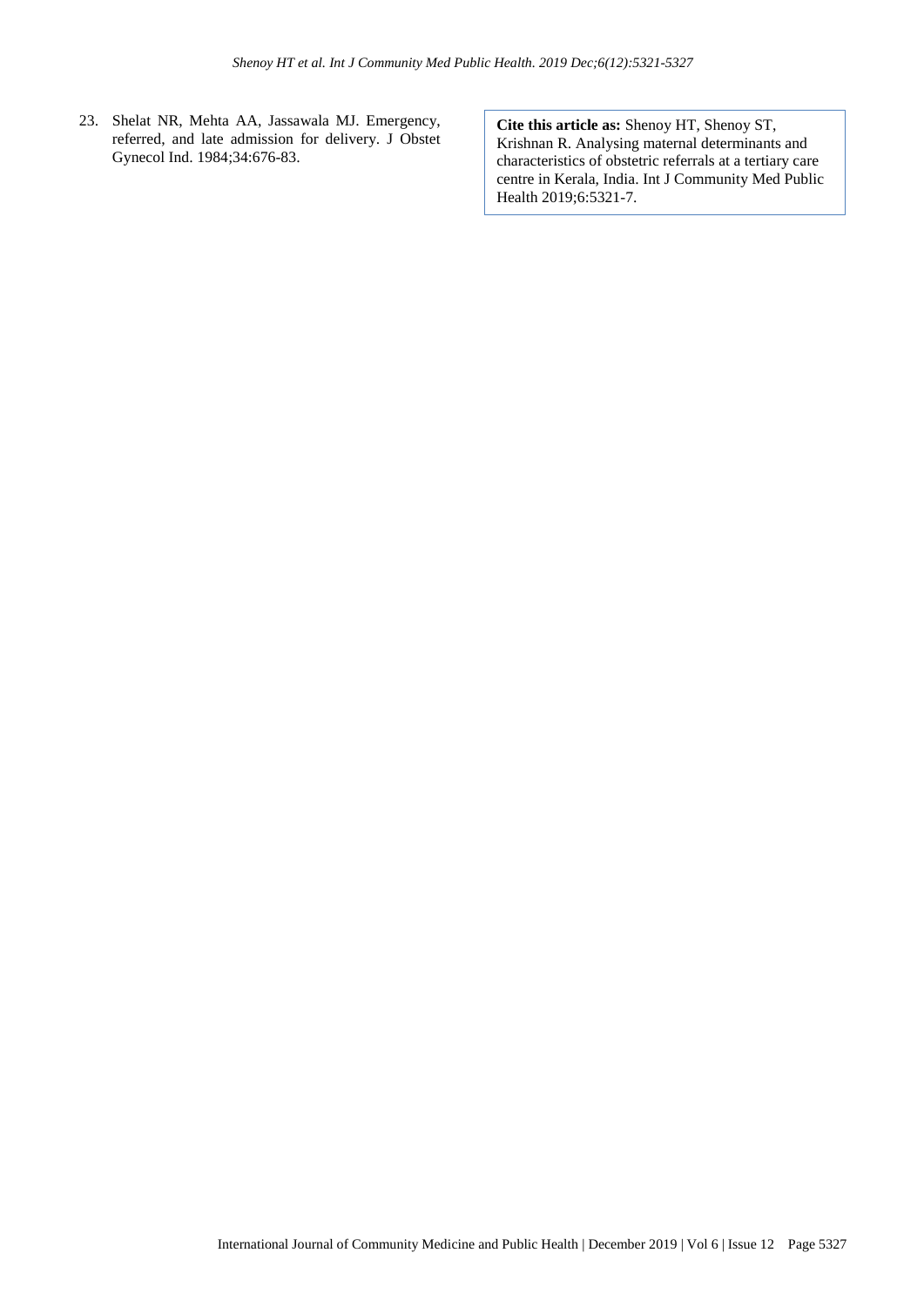23. Shelat NR, Mehta AA, Jassawala MJ. Emergency, referred, and late admission for delivery. J Obstet Gynecol Ind. 1984;34:676-83.

**Cite this article as:** Shenoy HT, Shenoy ST, Krishnan R. Analysing maternal determinants and characteristics of obstetric referrals at a tertiary care centre in Kerala, India. Int J Community Med Public Health 2019;6:5321-7.